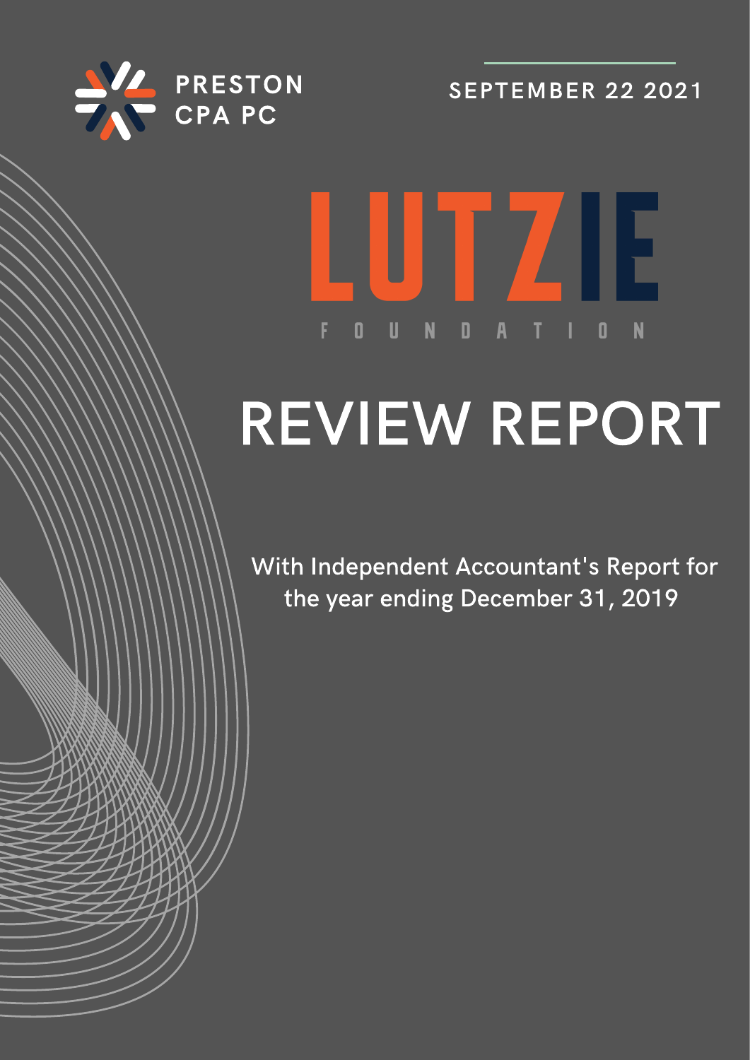PRESTON
CPA PC

SEPTEMBER 22 2021

# LUTZIE

FOUNDATION

# REVIEW REPORT

With Independent Accountant's Report for the year ending December 31, 2019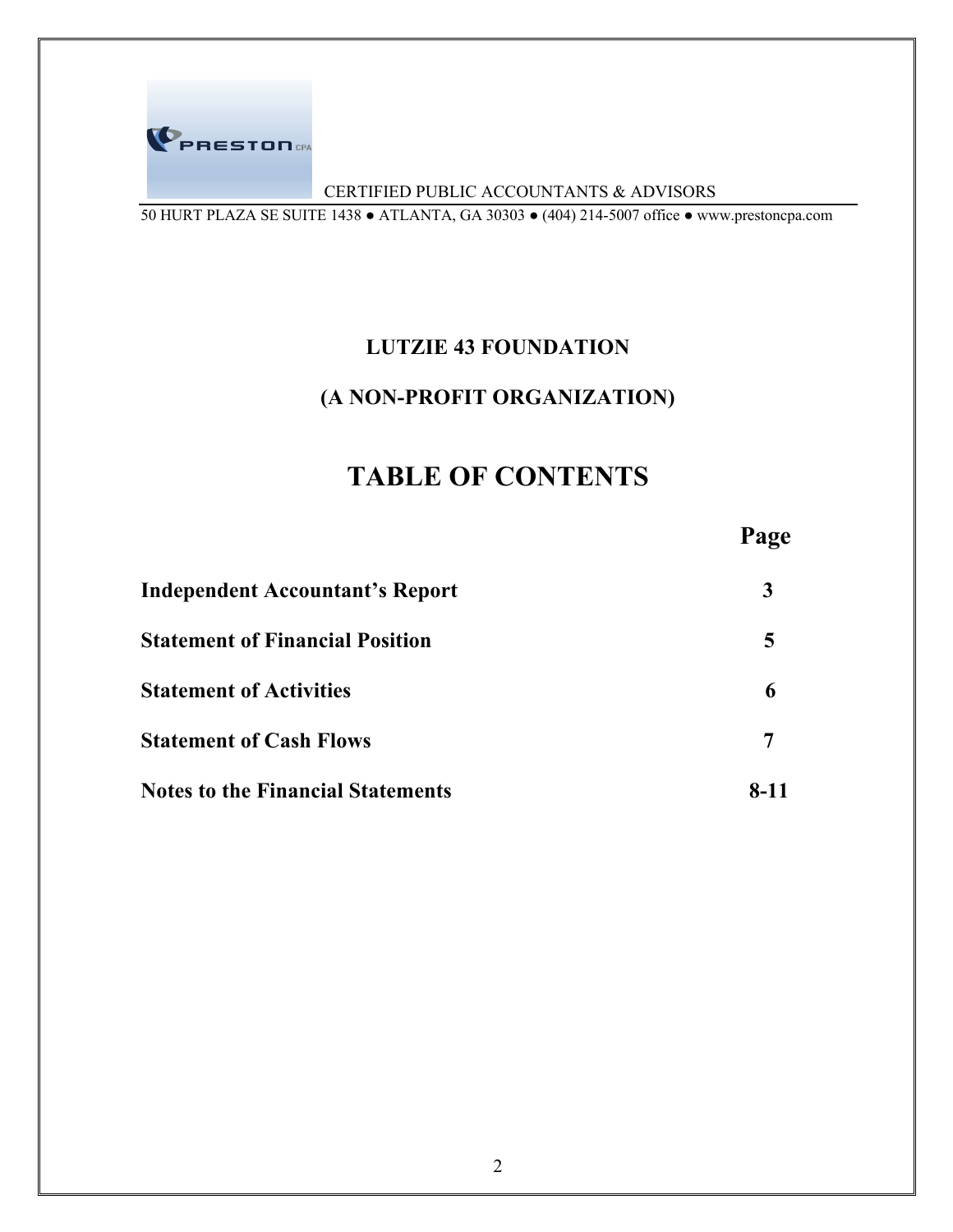PRESTON CPA

CERTIFIED PUBLIC ACCOUNTANTS & ADVISORS

50 HURT PLAZA SE SUITE 1438 ● ATLANTA, GA 30303 ● (404) 214-5007 office ● www.prestoncpa.com

**LUTZIE 43 FOUNDATION**

**(A NON-PROFIT ORGANIZATION)**

# TABLE OF CONTENTS

| | Page |
|---|---|
| **Independent Accountant's Report** | **3** |
| **Statement of Financial Position** | **5** |
| **Statement of Activities** | **6** |
| **Statement of Cash Flows** | **7** |
| **Notes to the Financial Statements** | **8-11** |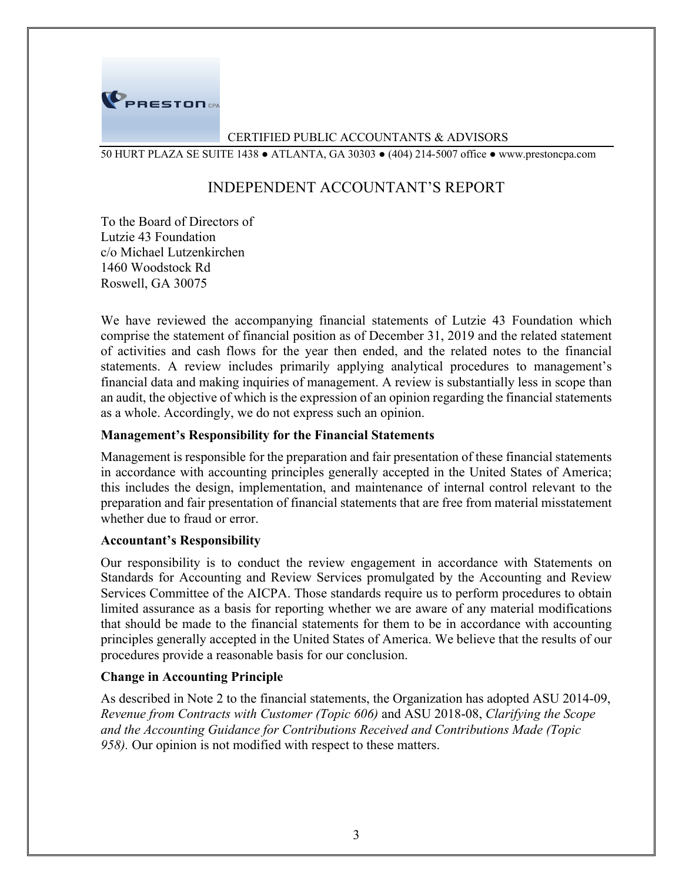PRESTON CPA

CERTIFIED PUBLIC ACCOUNTANTS & ADVISORS

50 HURT PLAZA SE SUITE 1438 ● ATLANTA, GA 30303 ● (404) 214-5007 office ● www.prestoncpa.com

# INDEPENDENT ACCOUNTANT'S REPORT

To the Board of Directors of
Lutzie 43 Foundation
c/o Michael Lutzenkirchen
1460 Woodstock Rd
Roswell, GA 30075

We have reviewed the accompanying financial statements of Lutzie 43 Foundation which comprise the statement of financial position as of December 31, 2019 and the related statement of activities and cash flows for the year then ended, and the related notes to the financial statements. A review includes primarily applying analytical procedures to management's financial data and making inquiries of management. A review is substantially less in scope than an audit, the objective of which is the expression of an opinion regarding the financial statements as a whole. Accordingly, we do not express such an opinion.

**Management's Responsibility for the Financial Statements**

Management is responsible for the preparation and fair presentation of these financial statements in accordance with accounting principles generally accepted in the United States of America; this includes the design, implementation, and maintenance of internal control relevant to the preparation and fair presentation of financial statements that are free from material misstatement whether due to fraud or error.

**Accountant's Responsibility**

Our responsibility is to conduct the review engagement in accordance with Statements on Standards for Accounting and Review Services promulgated by the Accounting and Review Services Committee of the AICPA. Those standards require us to perform procedures to obtain limited assurance as a basis for reporting whether we are aware of any material modifications that should be made to the financial statements for them to be in accordance with accounting principles generally accepted in the United States of America. We believe that the results of our procedures provide a reasonable basis for our conclusion.

**Change in Accounting Principle**

As described in Note 2 to the financial statements, the Organization has adopted ASU 2014-09, *Revenue from Contracts with Customer (Topic 606)* and ASU 2018-08, *Clarifying the Scope and the Accounting Guidance for Contributions Received and Contributions Made (Topic 958).* Our opinion is not modified with respect to these matters.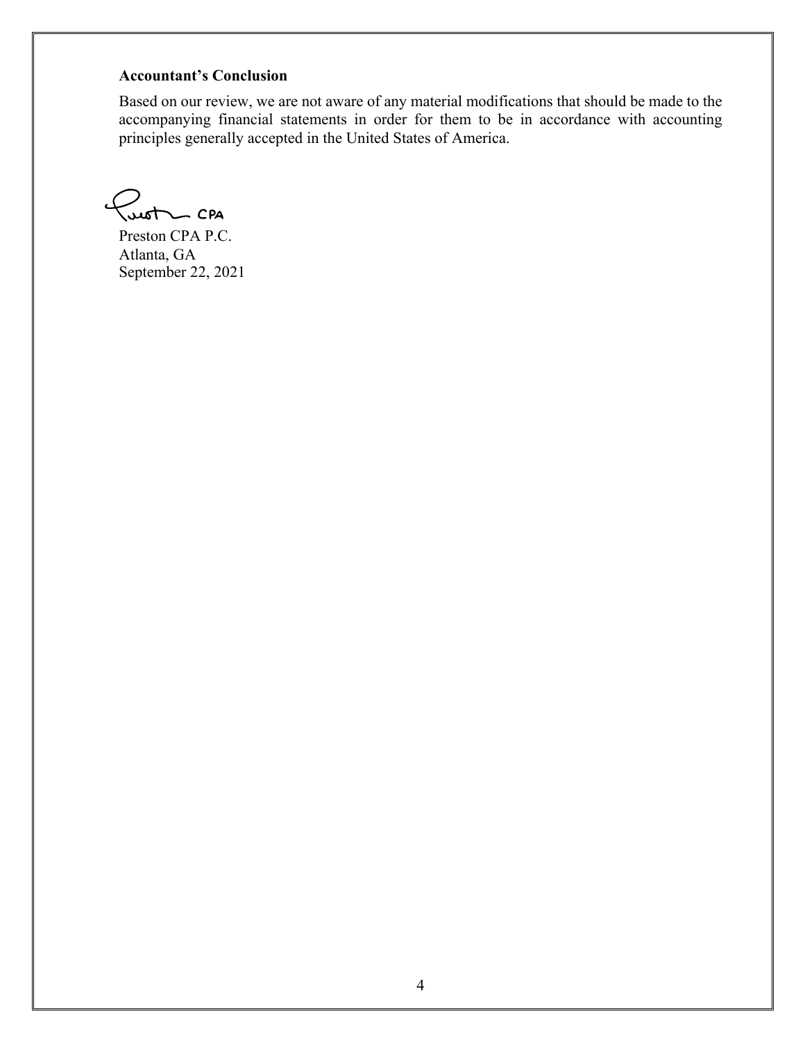**Accountant's Conclusion**

Based on our review, we are not aware of any material modifications that should be made to the accompanying financial statements in order for them to be in accordance with accounting principles generally accepted in the United States of America.

Preston CPA

Preston CPA P.C.
Atlanta, GA
September 22, 2021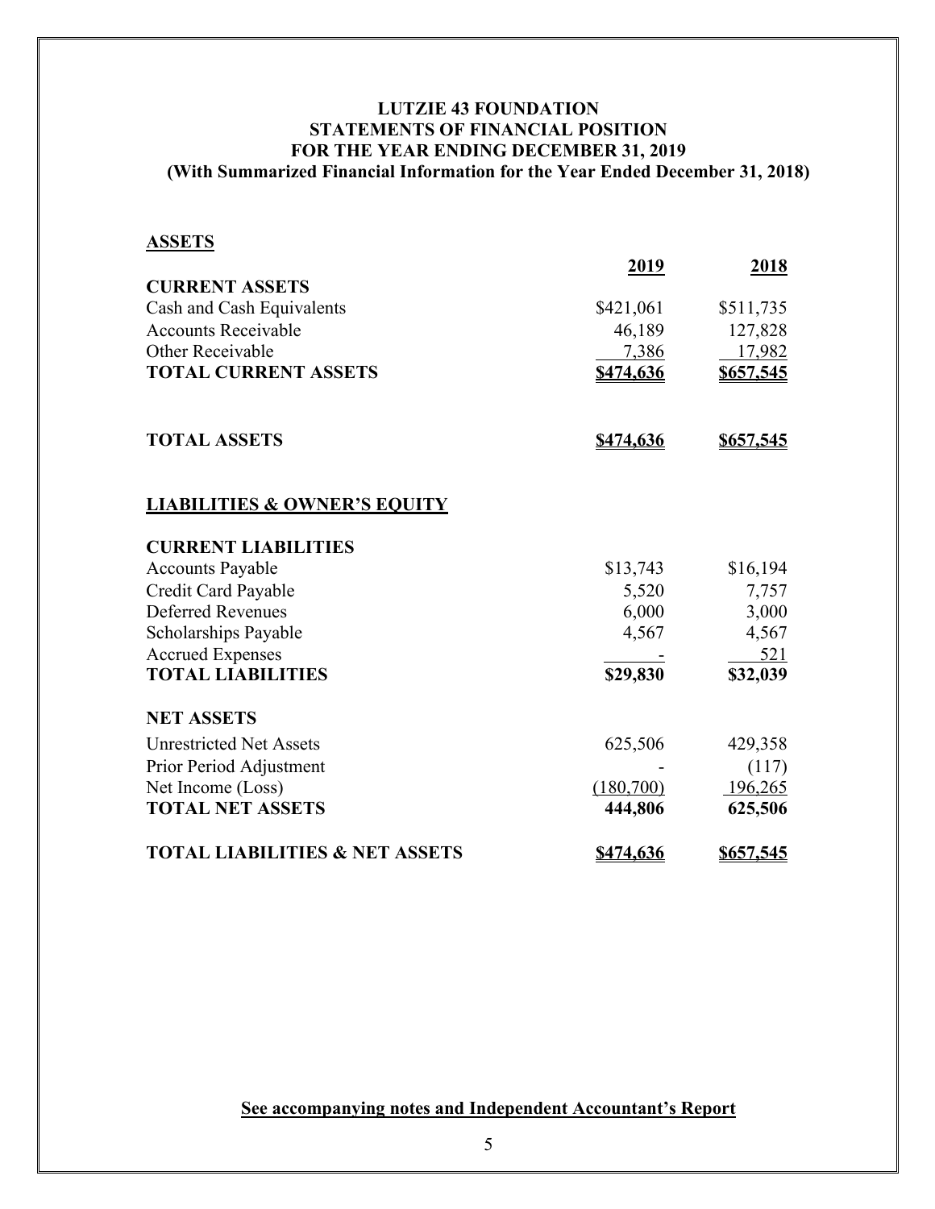# LUTZIE 43 FOUNDATION
## STATEMENTS OF FINANCIAL POSITION
## FOR THE YEAR ENDING DECEMBER 31, 2019
### (With Summarized Financial Information for the Year Ended December 31, 2018)

**ASSETS**

| | 2019 | 2018 |
|---|---|---|
| **CURRENT ASSETS** | | |
| Cash and Cash Equivalents | $421,061 | $511,735 |
| Accounts Receivable | 46,189 | 127,828 |
| Other Receivable | 7,386 | 17,982 |
| **TOTAL CURRENT ASSETS** | **$474,636** | **$657,545** |
| | | |
| **TOTAL ASSETS** | **$474,636** | **$657,545** |

**LIABILITIES & OWNER'S EQUITY**

| | 2019 | 2018 |
|---|---|---|
| **CURRENT LIABILITIES** | | |
| Accounts Payable | $13,743 | $16,194 |
| Credit Card Payable | 5,520 | 7,757 |
| Deferred Revenues | 6,000 | 3,000 |
| Scholarships Payable | 4,567 | 4,567 |
| Accrued Expenses | - | 521 |
| **TOTAL LIABILITIES** | **$29,830** | **$32,039** |
| | | |
| **NET ASSETS** | | |
| Unrestricted Net Assets | 625,506 | 429,358 |
| Prior Period Adjustment | - | (117) |
| Net Income (Loss) | (180,700) | 196,265 |
| **TOTAL NET ASSETS** | **444,806** | **625,506** |
| | | |
| **TOTAL LIABILITIES & NET ASSETS** | **$474,636** | **$657,545** |

**See accompanying notes and Independent Accountant's Report**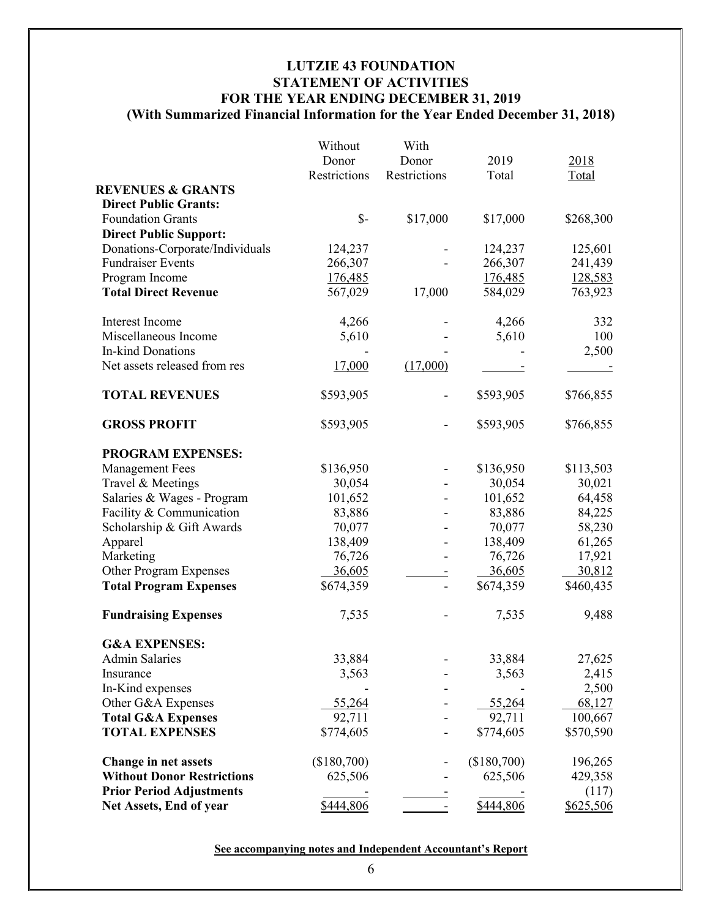# LUTZIE 43 FOUNDATION
## STATEMENT OF ACTIVITIES
## FOR THE YEAR ENDING DECEMBER 31, 2019
### (With Summarized Financial Information for the Year Ended December 31, 2018)

| | Without Donor Restrictions | With Donor Restrictions | 2019 Total | 2018 Total |
|---|---|---|---|---|
| **REVENUES & GRANTS** | | | | |
| **Direct Public Grants:** | | | | |
| Foundation Grants | $- | $17,000 | $17,000 | $268,300 |
| **Direct Public Support:** | | | | |
| Donations-Corporate/Individuals | 124,237 | - | 124,237 | 125,601 |
| Fundraiser Events | 266,307 | - | 266,307 | 241,439 |
| Program Income | 176,485 | | 176,485 | 128,583 |
| **Total Direct Revenue** | 567,029 | 17,000 | 584,029 | 763,923 |
| Interest Income | 4,266 | - | 4,266 | 332 |
| Miscellaneous Income | 5,610 | - | 5,610 | 100 |
| In-kind Donations | - | - | - | 2,500 |
| Net assets released from res | 17,000 | (17,000) | - | - |
| **TOTAL REVENUES** | $593,905 | - | $593,905 | $766,855 |
| **GROSS PROFIT** | $593,905 | - | $593,905 | $766,855 |
| **PROGRAM EXPENSES:** | | | | |
| Management Fees | $136,950 | - | $136,950 | $113,503 |
| Travel & Meetings | 30,054 | - | 30,054 | 30,021 |
| Salaries & Wages - Program | 101,652 | - | 101,652 | 64,458 |
| Facility & Communication | 83,886 | - | 83,886 | 84,225 |
| Scholarship & Gift Awards | 70,077 | - | 70,077 | 58,230 |
| Apparel | 138,409 | - | 138,409 | 61,265 |
| Marketing | 76,726 | - | 76,726 | 17,921 |
| Other Program Expenses | 36,605 | - | 36,605 | 30,812 |
| **Total Program Expenses** | $674,359 | - | $674,359 | $460,435 |
| **Fundraising Expenses** | 7,535 | - | 7,535 | 9,488 |
| **G&A EXPENSES:** | | | | |
| Admin Salaries | 33,884 | - | 33,884 | 27,625 |
| Insurance | 3,563 | - | 3,563 | 2,415 |
| In-Kind expenses | - | - | - | 2,500 |
| Other G&A Expenses | 55,264 | - | 55,264 | 68,127 |
| **Total G&A Expenses** | 92,711 | - | 92,711 | 100,667 |
| **TOTAL EXPENSES** | $774,605 | - | $774,605 | $570,590 |
| **Change in net assets** | ($180,700) | - | ($180,700) | 196,265 |
| **Without Donor Restrictions** | 625,506 | - | 625,506 | 429,358 |
| **Prior Period Adjustments** | - | - | - | (117) |
| **Net Assets, End of year** | $444,806 | - | $444,806 | $625,506 |

**See accompanying notes and Independent Accountant's Report**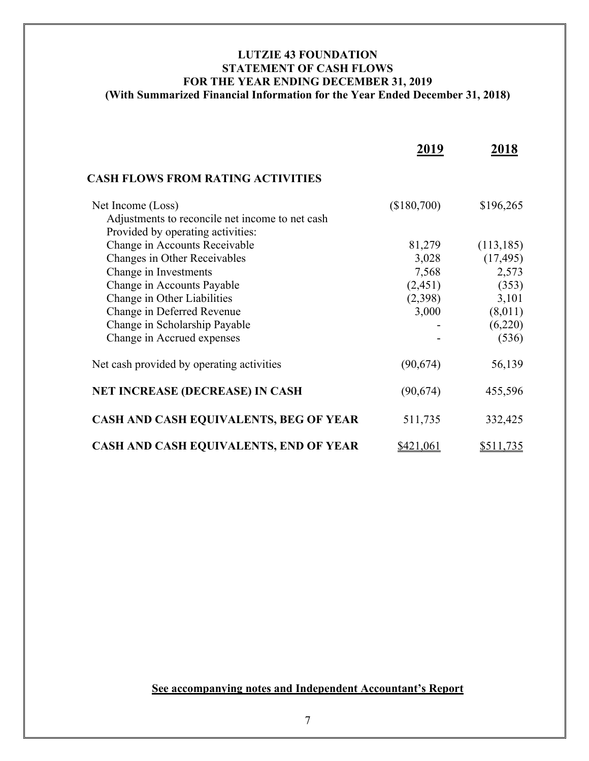**LUTZIE 43 FOUNDATION**
**STATEMENT OF CASH FLOWS**
**FOR THE YEAR ENDING DECEMBER 31, 2019**
**(With Summarized Financial Information for the Year Ended December 31, 2018)**

| | **2019** | **2018** |
|---|---|---|
| **CASH FLOWS FROM RATING ACTIVITIES** | | |
| Net Income (Loss) | ($180,700) | $196,265 |
| Adjustments to reconcile net income to net cash Provided by operating activities: | | |
| Change in Accounts Receivable | 81,279 | (113,185) |
| Changes in Other Receivables | 3,028 | (17,495) |
| Change in Investments | 7,568 | 2,573 |
| Change in Accounts Payable | (2,451) | (353) |
| Change in Other Liabilities | (2,398) | 3,101 |
| Change in Deferred Revenue | 3,000 | (8,011) |
| Change in Scholarship Payable | - | (6,220) |
| Change in Accrued expenses | - | (536) |
| Net cash provided by operating activities | (90,674) | 56,139 |
| **NET INCREASE (DECREASE) IN CASH** | (90,674) | 455,596 |
| **CASH AND CASH EQUIVALENTS, BEG OF YEAR** | 511,735 | 332,425 |
| **CASH AND CASH EQUIVALENTS, END OF YEAR** | $421,061 | $511,735 |

**See accompanying notes and Independent Accountant's Report**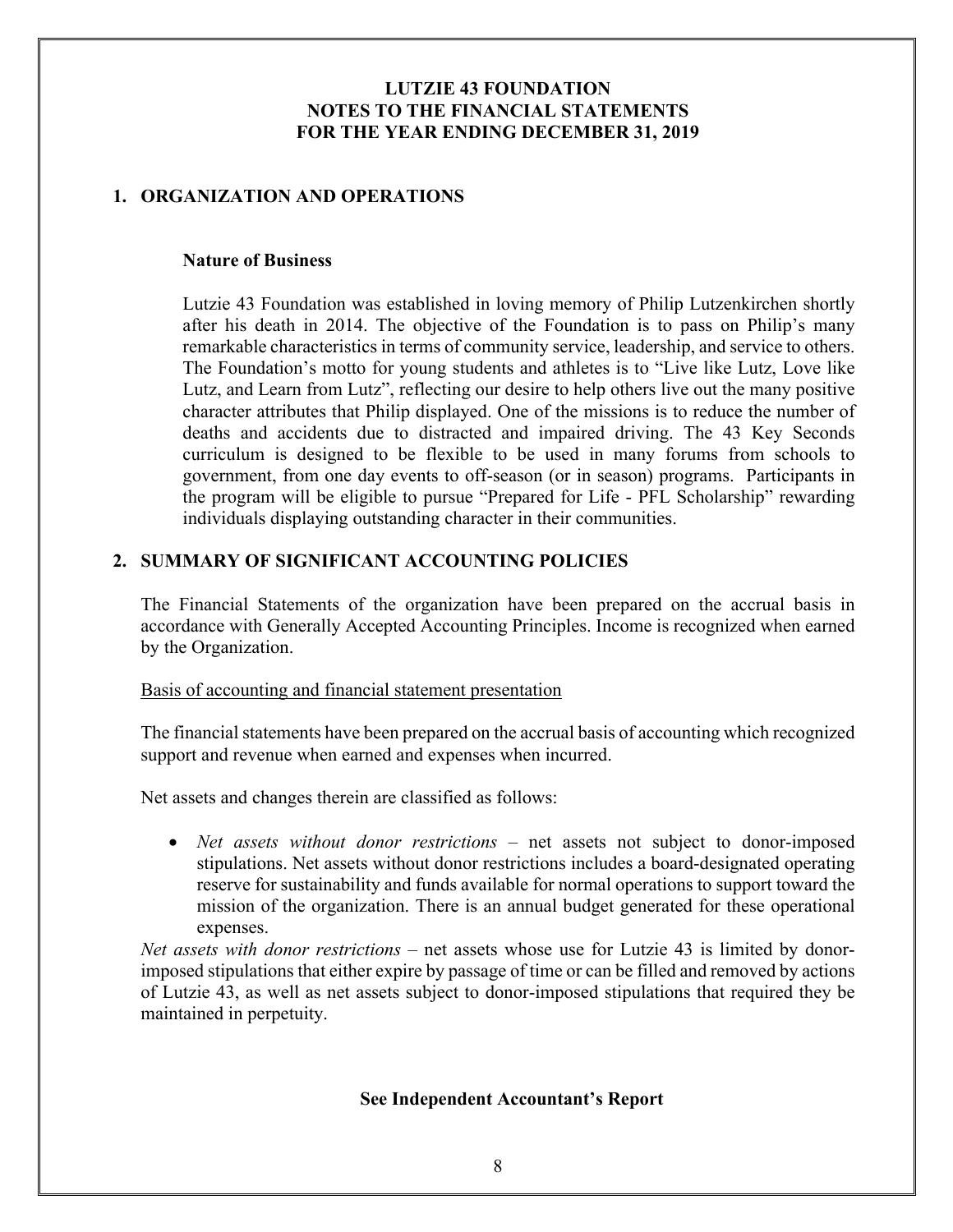# LUTZIE 43 FOUNDATION
# NOTES TO THE FINANCIAL STATEMENTS
# FOR THE YEAR ENDING DECEMBER 31, 2019

## 1. ORGANIZATION AND OPERATIONS

### Nature of Business

Lutzie 43 Foundation was established in loving memory of Philip Lutzenkirchen shortly after his death in 2014. The objective of the Foundation is to pass on Philip's many remarkable characteristics in terms of community service, leadership, and service to others. The Foundation's motto for young students and athletes is to "Live like Lutz, Love like Lutz, and Learn from Lutz", reflecting our desire to help others live out the many positive character attributes that Philip displayed. One of the missions is to reduce the number of deaths and accidents due to distracted and impaired driving. The 43 Key Seconds curriculum is designed to be flexible to be used in many forums from schools to government, from one day events to off-season (or in season) programs. Participants in the program will be eligible to pursue "Prepared for Life - PFL Scholarship" rewarding individuals displaying outstanding character in their communities.

## 2. SUMMARY OF SIGNIFICANT ACCOUNTING POLICIES

The Financial Statements of the organization have been prepared on the accrual basis in accordance with Generally Accepted Accounting Principles. Income is recognized when earned by the Organization.

Basis of accounting and financial statement presentation

The financial statements have been prepared on the accrual basis of accounting which recognized support and revenue when earned and expenses when incurred.

Net assets and changes therein are classified as follows:

- *Net assets without donor restrictions* – net assets not subject to donor-imposed stipulations. Net assets without donor restrictions includes a board-designated operating reserve for sustainability and funds available for normal operations to support toward the mission of the organization. There is an annual budget generated for these operational expenses.

*Net assets with donor restrictions* – net assets whose use for Lutzie 43 is limited by donor-imposed stipulations that either expire by passage of time or can be filled and removed by actions of Lutzie 43, as well as net assets subject to donor-imposed stipulations that required they be maintained in perpetuity.

**See Independent Accountant's Report**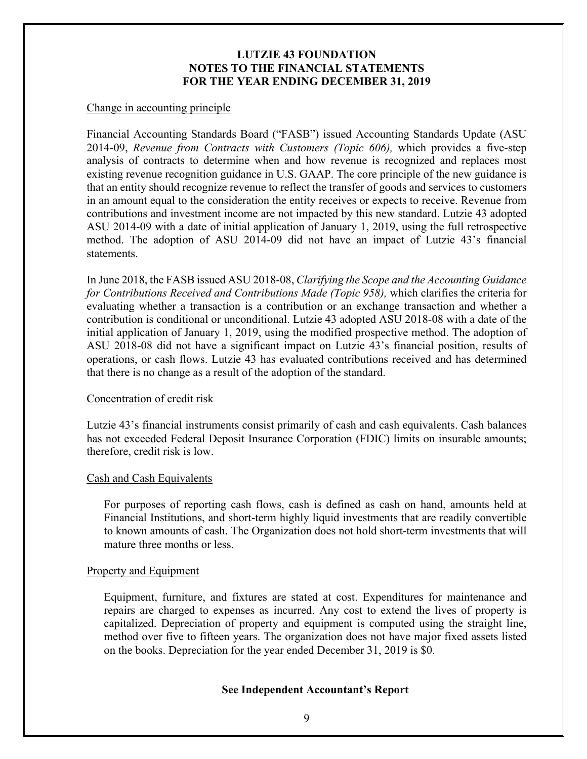# LUTZIE 43 FOUNDATION
## NOTES TO THE FINANCIAL STATEMENTS
## FOR THE YEAR ENDING DECEMBER 31, 2019

Change in accounting principle

Financial Accounting Standards Board ("FASB") issued Accounting Standards Update (ASU 2014-09, *Revenue from Contracts with Customers (Topic 606),* which provides a five-step analysis of contracts to determine when and how revenue is recognized and replaces most existing revenue recognition guidance in U.S. GAAP. The core principle of the new guidance is that an entity should recognize revenue to reflect the transfer of goods and services to customers in an amount equal to the consideration the entity receives or expects to receive. Revenue from contributions and investment income are not impacted by this new standard. Lutzie 43 adopted ASU 2014-09 with a date of initial application of January 1, 2019, using the full retrospective method. The adoption of ASU 2014-09 did not have an impact of Lutzie 43's financial statements.

In June 2018, the FASB issued ASU 2018-08, *Clarifying the Scope and the Accounting Guidance for Contributions Received and Contributions Made (Topic 958),* which clarifies the criteria for evaluating whether a transaction is a contribution or an exchange transaction and whether a contribution is conditional or unconditional. Lutzie 43 adopted ASU 2018-08 with a date of the initial application of January 1, 2019, using the modified prospective method. The adoption of ASU 2018-08 did not have a significant impact on Lutzie 43's financial position, results of operations, or cash flows. Lutzie 43 has evaluated contributions received and has determined that there is no change as a result of the adoption of the standard.

Concentration of credit risk

Lutzie 43's financial instruments consist primarily of cash and cash equivalents. Cash balances has not exceeded Federal Deposit Insurance Corporation (FDIC) limits on insurable amounts; therefore, credit risk is low.

Cash and Cash Equivalents

For purposes of reporting cash flows, cash is defined as cash on hand, amounts held at Financial Institutions, and short-term highly liquid investments that are readily convertible to known amounts of cash. The Organization does not hold short-term investments that will mature three months or less.

Property and Equipment

Equipment, furniture, and fixtures are stated at cost. Expenditures for maintenance and repairs are charged to expenses as incurred. Any cost to extend the lives of property is capitalized. Depreciation of property and equipment is computed using the straight line, method over five to fifteen years. The organization does not have major fixed assets listed on the books. Depreciation for the year ended December 31, 2019 is $0.

**See Independent Accountant's Report**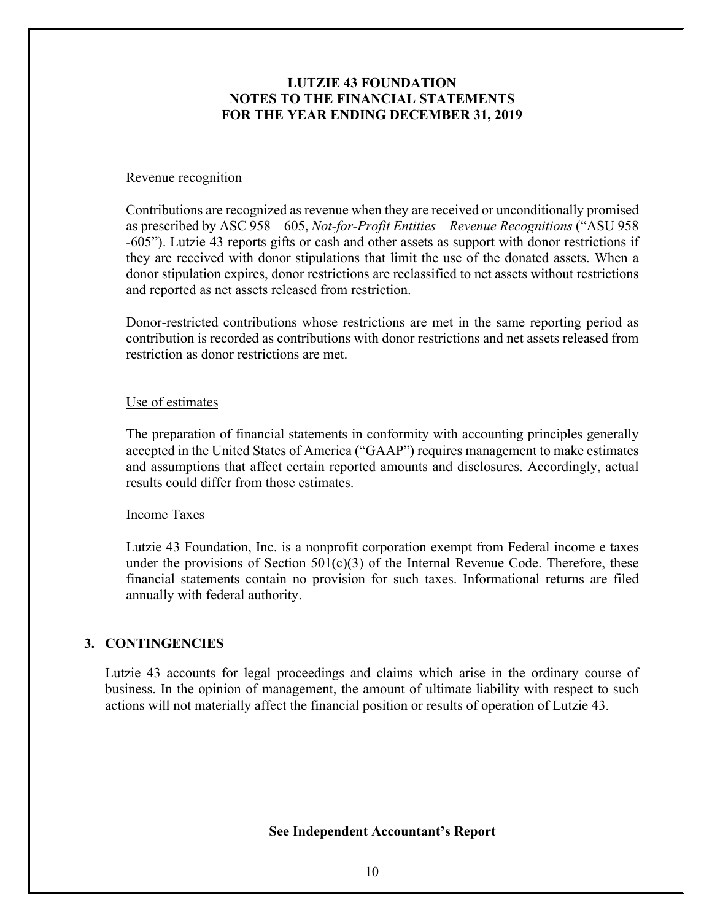# LUTZIE 43 FOUNDATION
# NOTES TO THE FINANCIAL STATEMENTS
# FOR THE YEAR ENDING DECEMBER 31, 2019

Revenue recognition

Contributions are recognized as revenue when they are received or unconditionally promised as prescribed by ASC 958 – 605, *Not-for-Profit Entities – Revenue Recognitions* ("ASU 958 -605"). Lutzie 43 reports gifts or cash and other assets as support with donor restrictions if they are received with donor stipulations that limit the use of the donated assets. When a donor stipulation expires, donor restrictions are reclassified to net assets without restrictions and reported as net assets released from restriction.

Donor-restricted contributions whose restrictions are met in the same reporting period as contribution is recorded as contributions with donor restrictions and net assets released from restriction as donor restrictions are met.

Use of estimates

The preparation of financial statements in conformity with accounting principles generally accepted in the United States of America ("GAAP") requires management to make estimates and assumptions that affect certain reported amounts and disclosures. Accordingly, actual results could differ from those estimates.

Income Taxes

Lutzie 43 Foundation, Inc. is a nonprofit corporation exempt from Federal income e taxes under the provisions of Section 501(c)(3) of the Internal Revenue Code. Therefore, these financial statements contain no provision for such taxes. Informational returns are filed annually with federal authority.

## 3. CONTINGENCIES

Lutzie 43 accounts for legal proceedings and claims which arise in the ordinary course of business. In the opinion of management, the amount of ultimate liability with respect to such actions will not materially affect the financial position or results of operation of Lutzie 43.

**See Independent Accountant's Report**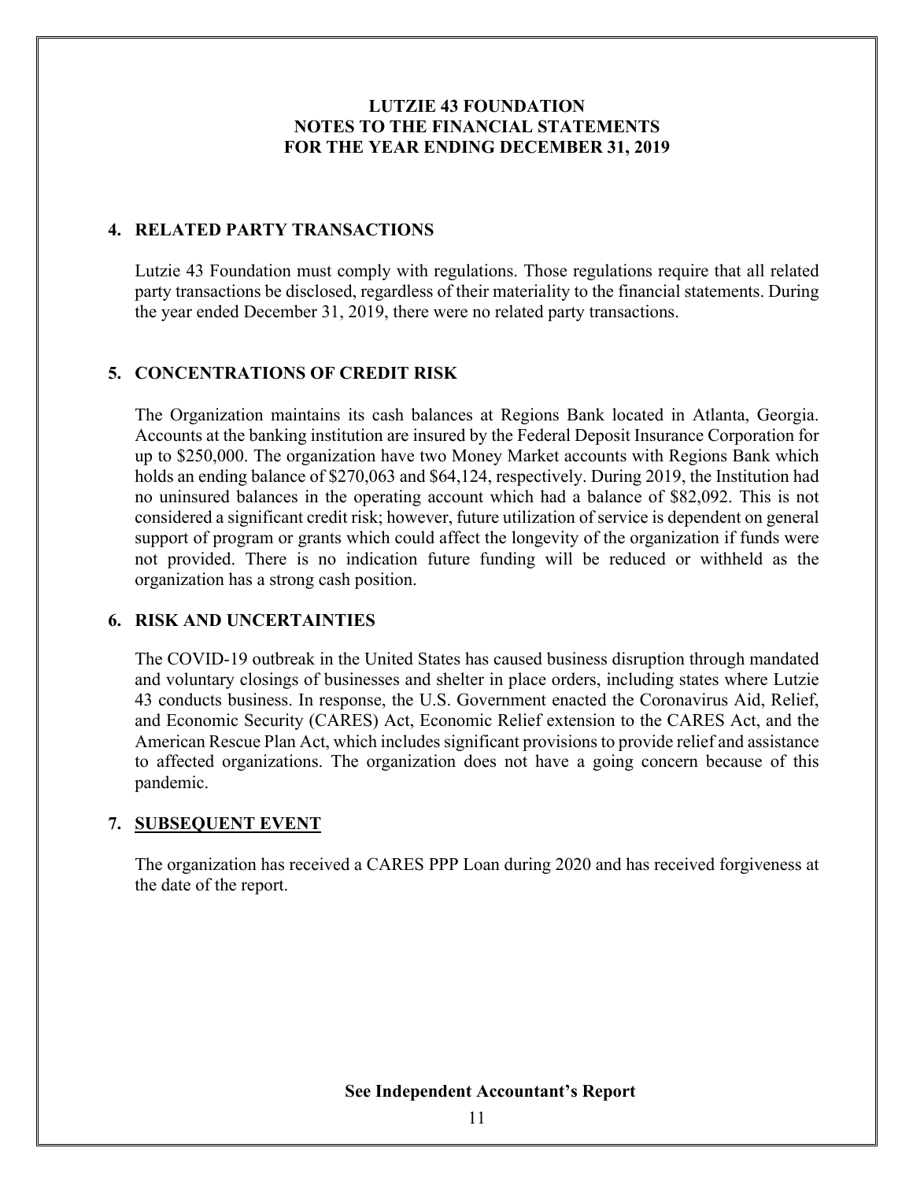**LUTZIE 43 FOUNDATION**
**NOTES TO THE FINANCIAL STATEMENTS**
**FOR THE YEAR ENDING DECEMBER 31, 2019**

## 4. RELATED PARTY TRANSACTIONS

Lutzie 43 Foundation must comply with regulations. Those regulations require that all related party transactions be disclosed, regardless of their materiality to the financial statements. During the year ended December 31, 2019, there were no related party transactions.

## 5. CONCENTRATIONS OF CREDIT RISK

The Organization maintains its cash balances at Regions Bank located in Atlanta, Georgia. Accounts at the banking institution are insured by the Federal Deposit Insurance Corporation for up to $250,000. The organization have two Money Market accounts with Regions Bank which holds an ending balance of $270,063 and $64,124, respectively. During 2019, the Institution had no uninsured balances in the operating account which had a balance of $82,092. This is not considered a significant credit risk; however, future utilization of service is dependent on general support of program or grants which could affect the longevity of the organization if funds were not provided. There is no indication future funding will be reduced or withheld as the organization has a strong cash position.

## 6. RISK AND UNCERTAINTIES

The COVID-19 outbreak in the United States has caused business disruption through mandated and voluntary closings of businesses and shelter in place orders, including states where Lutzie 43 conducts business. In response, the U.S. Government enacted the Coronavirus Aid, Relief, and Economic Security (CARES) Act, Economic Relief extension to the CARES Act, and the American Rescue Plan Act, which includes significant provisions to provide relief and assistance to affected organizations. The organization does not have a going concern because of this pandemic.

## 7. SUBSEQUENT EVENT

The organization has received a CARES PPP Loan during 2020 and has received forgiveness at the date of the report.

**See Independent Accountant's Report**